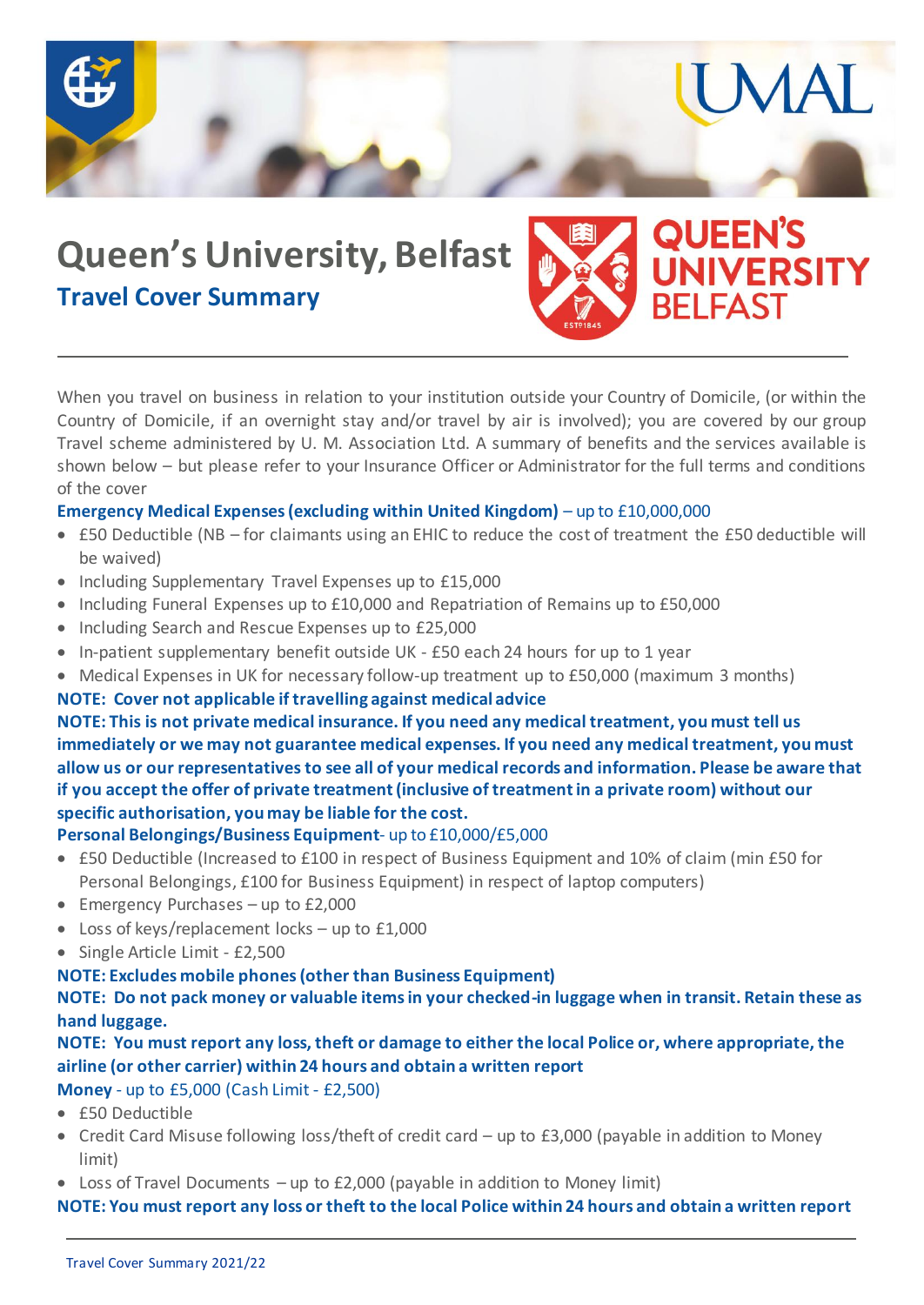# Queen's University, Belfast

## Travel Cover Summary

When you travel on business in relation to your institution outside your Country of Domicile, (or within the Country of Domicile, if an overnight stay and/or travel by air is involved); you are covered by our group Travel scheme administered by U. M. Association Ltd. A summary of benefits and the services available is shown below – but please refer to your Insurance Officer or Administrator for the full terms and conditions of the cover

**Emergency Medical Expenses (excluding within United Kingdom)** – up to £10,000,000

- £50 Deductible (NB – for claimants using an EHIC to reduce the cost of treatment the £50 deductible will be waived)
- Including Supplementary Travel Expenses up to £15,000
- Including Funeral Expenses up to £10,000 and Repatriation of Remains up to £50,000
- Including Search and Rescue Expenses up to £25,000
- In-patient supplementary benefit outside UK - £50 each 24 hours for up to 1 year
- Medical Expenses in UK for necessary follow-up treatment up to £50,000 (maximum 3 months)

**NOTE: Cover not applicable if travelling against medical advice**

**NOTE: This is not private medical insurance. If you need any medical treatment, you must tell us immediately or we may not guarantee medical expenses. If you need any medical treatment, you must allow us or our representatives to see all of your medical records and information. Please be aware that if you accept the offer of private treatment (inclusive of treatment in a private room) without our specific authorisation, you may be liable for the cost.**

**Personal Belongings/Business Equipment**- up to £10,000/£5,000

- £50 Deductible (Increased to £100 in respect of Business Equipment and 10% of claim (min £50 for Personal Belongings, £100 for Business Equipment) in respect of laptop computers)
- Emergency Purchases – up to £2,000
- Loss of keys/replacement locks – up to £1,000
- Single Article Limit - £2,500

**NOTE: Excludes mobile phones (other than Business Equipment)**

**NOTE: Do not pack money or valuable items in your checked-in luggage when in transit. Retain these as hand luggage.**

**NOTE: You must report any loss, theft or damage to either the local Police or, where appropriate, the airline (or other carrier) within 24 hours and obtain a written report**

**Money** - up to £5,000 (Cash Limit - £2,500)

- £50 Deductible
- Credit Card Misuse following loss/theft of credit card – up to £3,000 (payable in addition to Money limit)
- Loss of Travel Documents – up to £2,000 (payable in addition to Money limit)

**NOTE: You must report any loss or theft to the local Police within 24 hours and obtain a written report**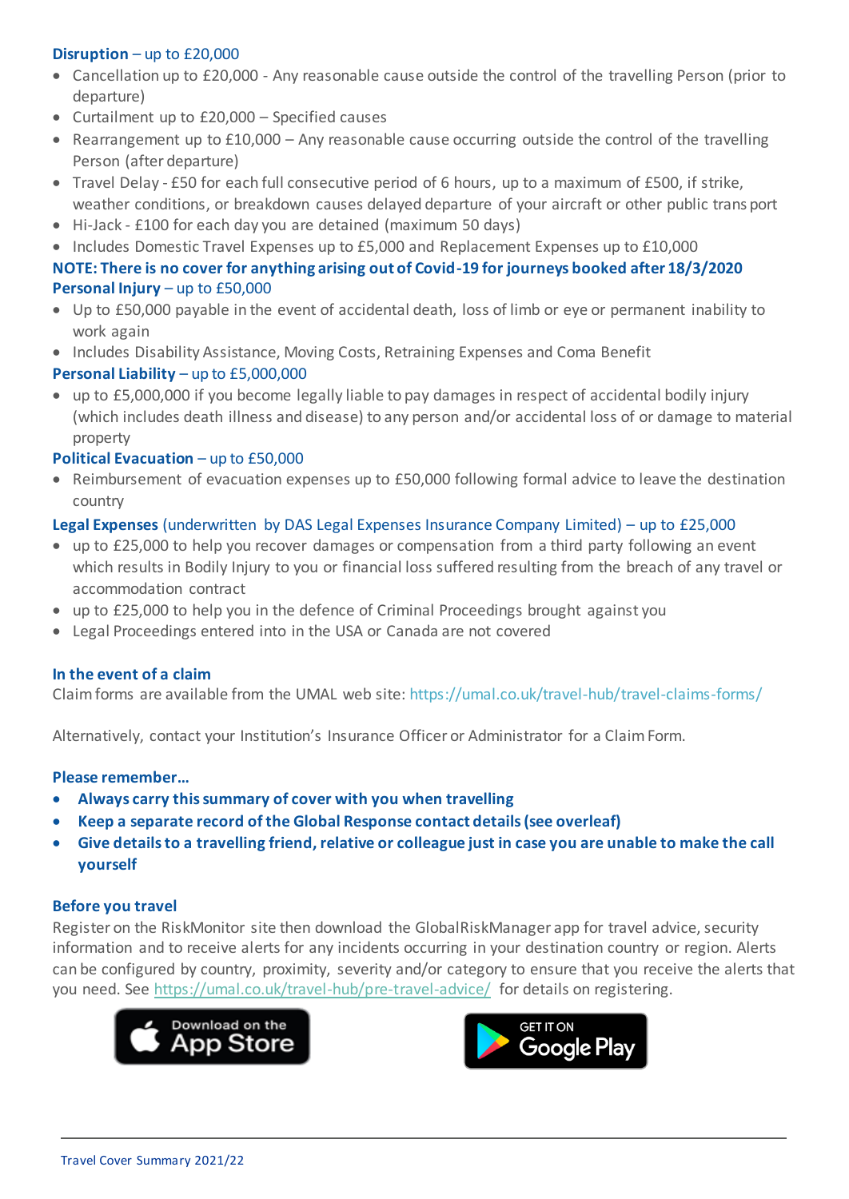**Disruption** – up to £20,000

- Cancellation up to £20,000 - Any reasonable cause outside the control of the travelling Person (prior to departure)
- Curtailment up to £20,000 – Specified causes
- Rearrangement up to £10,000 – Any reasonable cause occurring outside the control of the travelling Person (after departure)
- Travel Delay - £50 for each full consecutive period of 6 hours, up to a maximum of £500, if strike, weather conditions, or breakdown causes delayed departure of your aircraft or other public transport
- Hi-Jack - £100 for each day you are detained (maximum 50 days)
- Includes Domestic Travel Expenses up to £5,000 and Replacement Expenses up to £10,000

**NOTE: There is no cover for anything arising out of Covid-19 for journeys booked after 18/3/2020**

**Personal Injury** – up to £50,000

- Up to £50,000 payable in the event of accidental death, loss of limb or eye or permanent inability to work again
- Includes Disability Assistance, Moving Costs, Retraining Expenses and Coma Benefit

**Personal Liability** – up to £5,000,000

- up to £5,000,000 if you become legally liable to pay damages in respect of accidental bodily injury (which includes death illness and disease) to any person and/or accidental loss of or damage to material property

**Political Evacuation** – up to £50,000

- Reimbursement of evacuation expenses up to £50,000 following formal advice to leave the destination country

**Legal Expenses** (underwritten by DAS Legal Expenses Insurance Company Limited) – up to £25,000

- up to £25,000 to help you recover damages or compensation from a third party following an event which results in Bodily Injury to you or financial loss suffered resulting from the breach of any travel or accommodation contract
- up to £25,000 to help you in the defence of Criminal Proceedings brought against you
- Legal Proceedings entered into in the USA or Canada are not covered

**In the event of a claim**

Claim forms are available from the UMAL web site: https://umal.co.uk/travel-hub/travel-claims-forms/

Alternatively, contact your Institution's Insurance Officer or Administrator for a Claim Form.

**Please remember…**

- **Always carry this summary of cover with you when travelling**
- **Keep a separate record of the Global Response contact details (see overleaf)**
- **Give details to a travelling friend, relative or colleague just in case you are unable to make the call yourself**

**Before you travel**

Register on the RiskMonitor site then download the GlobalRiskManager app for travel advice, security information and to receive alerts for any incidents occurring in your destination country or region. Alerts can be configured by country, proximity, severity and/or category to ensure that you receive the alerts that you need. See https://umal.co.uk/travel-hub/pre-travel-advice/ for details on registering.

Download on the App Store    GET IT ON Google Play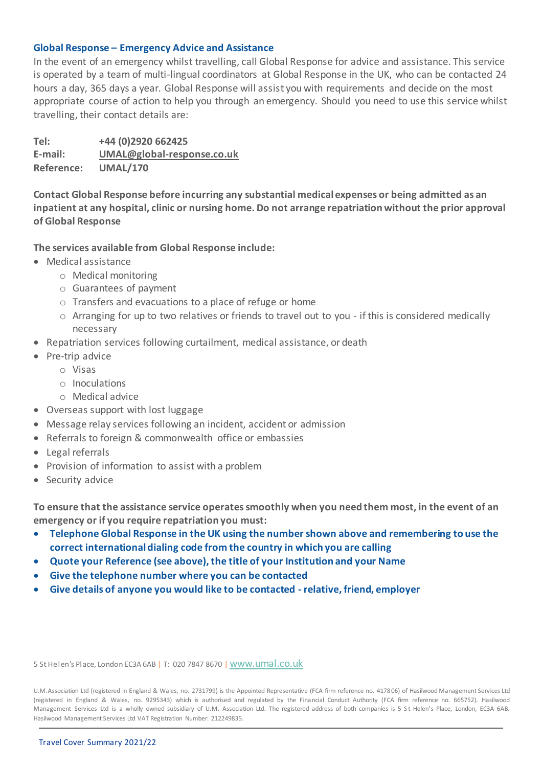## Global Response – Emergency Advice and Assistance

In the event of an emergency whilst travelling, call Global Response for advice and assistance. This service is operated by a team of multi-lingual coordinators at Global Response in the UK, who can be contacted 24 hours a day, 365 days a year. Global Response will assist you with requirements and decide on the most appropriate course of action to help you through an emergency. Should you need to use this service whilst travelling, their contact details are:

**Tel:** **+44 (0)2920 662425**
**E-mail:** **UMAL@global-response.co.uk**
**Reference:** **UMAL/170**

**Contact Global Response before incurring any substantial medical expenses or being admitted as an inpatient at any hospital, clinic or nursing home. Do not arrange repatriation without the prior approval of Global Response**

**The services available from Global Response include:**

- Medical assistance
  - Medical monitoring
  - Guarantees of payment
  - Transfers and evacuations to a place of refuge or home
  - Arranging for up to two relatives or friends to travel out to you - if this is considered medically necessary
- Repatriation services following curtailment, medical assistance, or death
- Pre-trip advice
  - Visas
  - Inoculations
  - Medical advice
- Overseas support with lost luggage
- Message relay services following an incident, accident or admission
- Referrals to foreign & commonwealth office or embassies
- Legal referrals
- Provision of information to assist with a problem
- Security advice

**To ensure that the assistance service operates smoothly when you need them most, in the event of an emergency or if you require repatriation you must:**

- **Telephone Global Response in the UK using the number shown above and remembering to use the correct international dialing code from the country in which you are calling**
- **Quote your Reference (see above), the title of your Institution and your Name**
- **Give the telephone number where you can be contacted**
- **Give details of anyone you would like to be contacted - relative, friend, employer**

5 St Helen's Place, London EC3A 6AB | T: 020 7847 8670 | www.umal.co.uk

U.M.Association Ltd (registered in England & Wales, no. 2731799) is the Appointed Representative (FCA firm reference no. 417806) of Hasilwood Management Services Ltd (registered in England & Wales, no. 9295343) which is authorised and regulated by the Financial Conduct Authority (FCA firm reference no. 665752). Hasilwood Management Services Ltd is a wholly owned subsidiary of U.M. Association Ltd. The registered address of both companies is 5 St Helen's Place, London, EC3A 6AB. Hasilwood Management Services Ltd VAT Registration Number: 212249835.